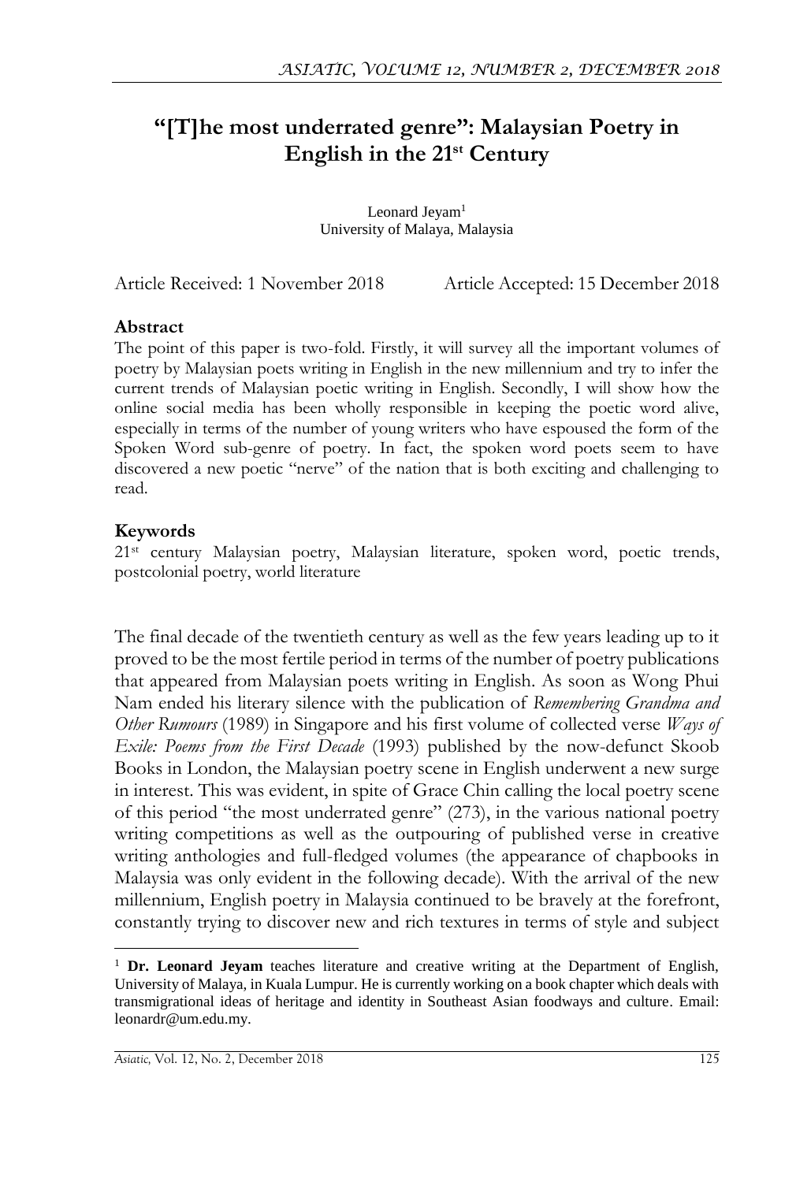# "[T]he most underrated genre": Malaysian Poetry in English in the 21st Century

Leonard Jeyam[1]
University of Malaya, Malaysia

Article Received: 1 November 2018 Article Accepted: 15 December 2018

## Abstract

The point of this paper is two-fold. Firstly, it will survey all the important volumes of poetry by Malaysian poets writing in English in the new millennium and try to infer the current trends of Malaysian poetic writing in English. Secondly, I will show how the online social media has been wholly responsible in keeping the poetic word alive, especially in terms of the number of young writers who have espoused the form of the Spoken Word sub-genre of poetry. In fact, the spoken word poets seem to have discovered a new poetic "nerve" of the nation that is both exciting and challenging to read.

## Keywords

21st century Malaysian poetry, Malaysian literature, spoken word, poetic trends, postcolonial poetry, world literature

The final decade of the twentieth century as well as the few years leading up to it proved to be the most fertile period in terms of the number of poetry publications that appeared from Malaysian poets writing in English. As soon as Wong Phui Nam ended his literary silence with the publication of *Remembering Grandma and Other Rumours* (1989) in Singapore and his first volume of collected verse *Ways of Exile: Poems from the First Decade* (1993) published by the now-defunct Skoob Books in London, the Malaysian poetry scene in English underwent a new surge in interest. This was evident, in spite of Grace Chin calling the local poetry scene of this period "the most underrated genre" (273), in the various national poetry writing competitions as well as the outpouring of published verse in creative writing anthologies and full-fledged volumes (the appearance of chapbooks in Malaysia was only evident in the following decade). With the arrival of the new millennium, English poetry in Malaysia continued to be bravely at the forefront, constantly trying to discover new and rich textures in terms of style and subject

[1] **Dr. Leonard Jeyam** teaches literature and creative writing at the Department of English, University of Malaya, in Kuala Lumpur. He is currently working on a book chapter which deals with transmigrational ideas of heritage and identity in Southeast Asian foodways and culture. Email: leonardr@um.edu.my.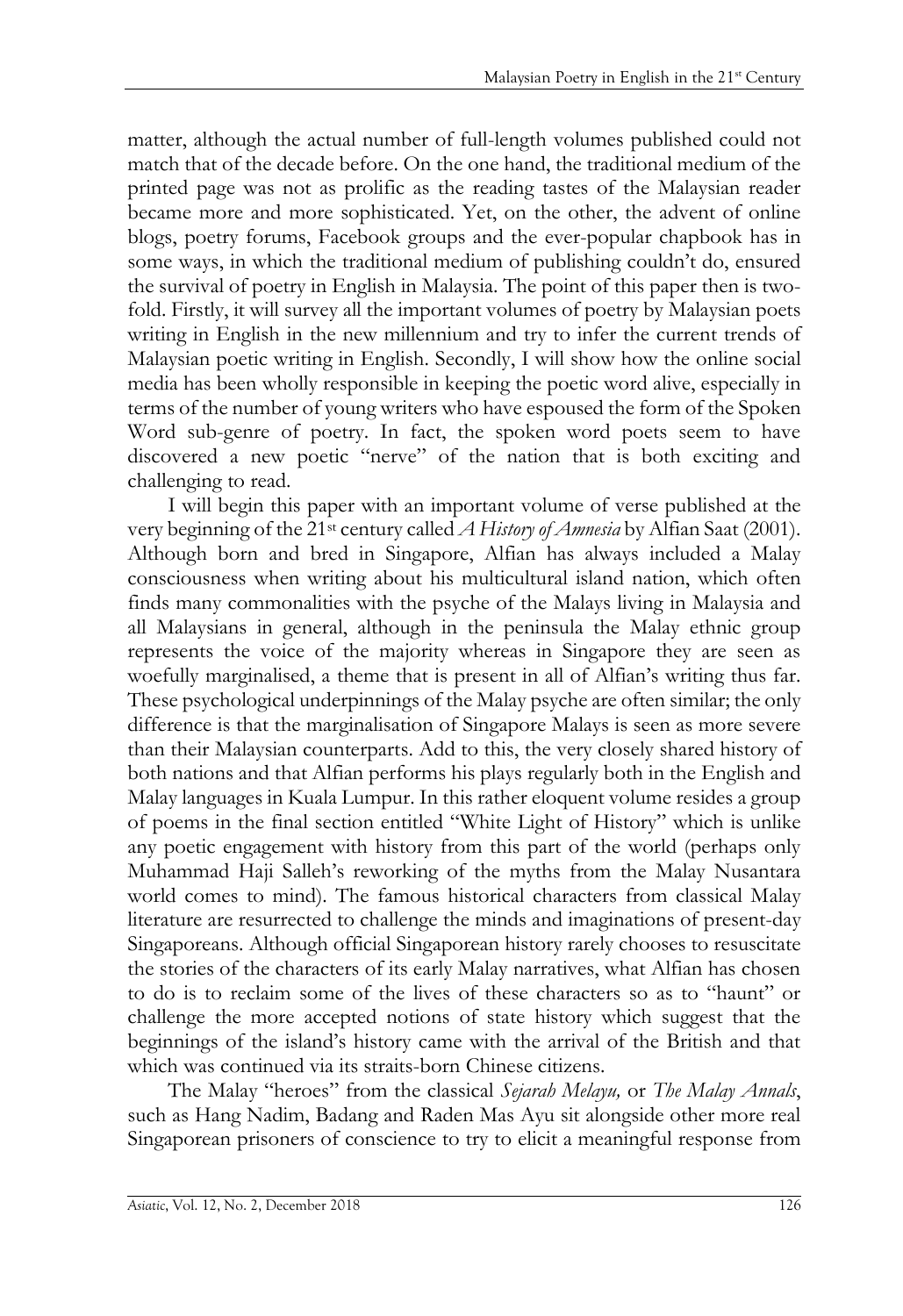matter, although the actual number of full-length volumes published could not match that of the decade before. On the one hand, the traditional medium of the printed page was not as prolific as the reading tastes of the Malaysian reader became more and more sophisticated. Yet, on the other, the advent of online blogs, poetry forums, Facebook groups and the ever-popular chapbook has in some ways, in which the traditional medium of publishing couldn't do, ensured the survival of poetry in English in Malaysia. The point of this paper then is two-fold. Firstly, it will survey all the important volumes of poetry by Malaysian poets writing in English in the new millennium and try to infer the current trends of Malaysian poetic writing in English. Secondly, I will show how the online social media has been wholly responsible in keeping the poetic word alive, especially in terms of the number of young writers who have espoused the form of the Spoken Word sub-genre of poetry. In fact, the spoken word poets seem to have discovered a new poetic "nerve" of the nation that is both exciting and challenging to read.

I will begin this paper with an important volume of verse published at the very beginning of the 21st century called *A History of Amnesia* by Alfian Saat (2001). Although born and bred in Singapore, Alfian has always included a Malay consciousness when writing about his multicultural island nation, which often finds many commonalities with the psyche of the Malays living in Malaysia and all Malaysians in general, although in the peninsula the Malay ethnic group represents the voice of the majority whereas in Singapore they are seen as woefully marginalised, a theme that is present in all of Alfian's writing thus far. These psychological underpinnings of the Malay psyche are often similar; the only difference is that the marginalisation of Singapore Malays is seen as more severe than their Malaysian counterparts. Add to this, the very closely shared history of both nations and that Alfian performs his plays regularly both in the English and Malay languages in Kuala Lumpur. In this rather eloquent volume resides a group of poems in the final section entitled "White Light of History" which is unlike any poetic engagement with history from this part of the world (perhaps only Muhammad Haji Salleh's reworking of the myths from the Malay Nusantara world comes to mind). The famous historical characters from classical Malay literature are resurrected to challenge the minds and imaginations of present-day Singaporeans. Although official Singaporean history rarely chooses to resuscitate the stories of the characters of its early Malay narratives, what Alfian has chosen to do is to reclaim some of the lives of these characters so as to "haunt" or challenge the more accepted notions of state history which suggest that the beginnings of the island's history came with the arrival of the British and that which was continued via its straits-born Chinese citizens.

The Malay "heroes" from the classical *Sejarah Melayu,* or *The Malay Annals*, such as Hang Nadim, Badang and Raden Mas Ayu sit alongside other more real Singaporean prisoners of conscience to try to elicit a meaningful response from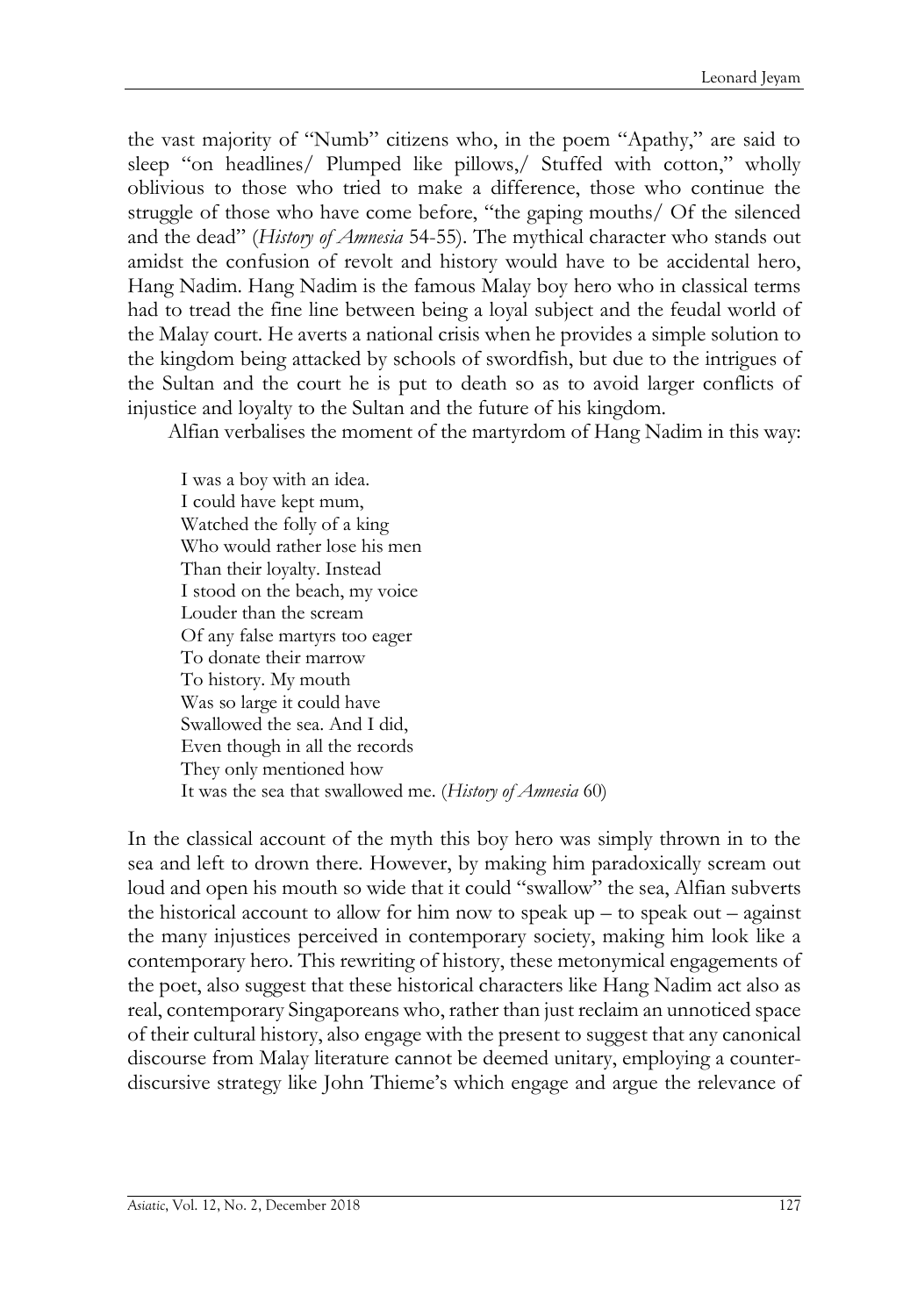the vast majority of "Numb" citizens who, in the poem "Apathy," are said to sleep "on headlines/ Plumped like pillows,/ Stuffed with cotton," wholly oblivious to those who tried to make a difference, those who continue the struggle of those who have come before, "the gaping mouths/ Of the silenced and the dead" (*History of Amnesia* 54-55). The mythical character who stands out amidst the confusion of revolt and history would have to be accidental hero, Hang Nadim. Hang Nadim is the famous Malay boy hero who in classical terms had to tread the fine line between being a loyal subject and the feudal world of the Malay court. He averts a national crisis when he provides a simple solution to the kingdom being attacked by schools of swordfish, but due to the intrigues of the Sultan and the court he is put to death so as to avoid larger conflicts of injustice and loyalty to the Sultan and the future of his kingdom.

Alfian verbalises the moment of the martyrdom of Hang Nadim in this way:

> I was a boy with an idea.
> I could have kept mum,
> Watched the folly of a king
> Who would rather lose his men
> Than their loyalty. Instead
> I stood on the beach, my voice
> Louder than the scream
> Of any false martyrs too eager
> To donate their marrow
> To history. My mouth
> Was so large it could have
> Swallowed the sea. And I did,
> Even though in all the records
> They only mentioned how
> It was the sea that swallowed me. (*History of Amnesia* 60)

In the classical account of the myth this boy hero was simply thrown in to the sea and left to drown there. However, by making him paradoxically scream out loud and open his mouth so wide that it could "swallow" the sea, Alfian subverts the historical account to allow for him now to speak up – to speak out – against the many injustices perceived in contemporary society, making him look like a contemporary hero. This rewriting of history, these metonymical engagements of the poet, also suggest that these historical characters like Hang Nadim act also as real, contemporary Singaporeans who, rather than just reclaim an unnoticed space of their cultural history, also engage with the present to suggest that any canonical discourse from Malay literature cannot be deemed unitary, employing a counter-discursive strategy like John Thieme's which engage and argue the relevance of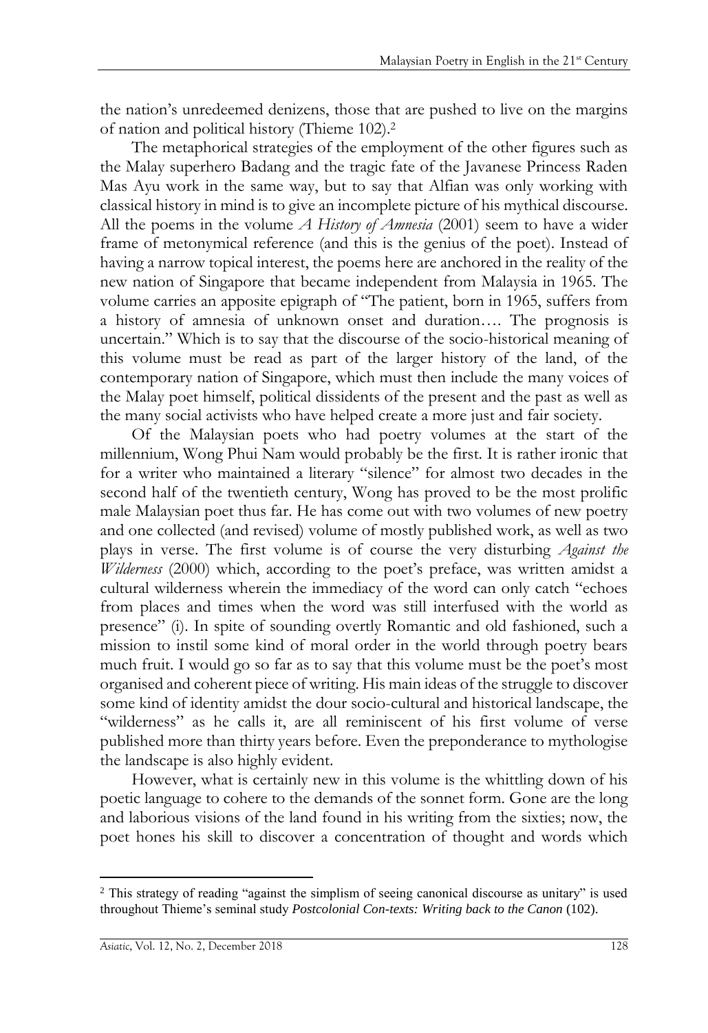the nation's unredeemed denizens, those that are pushed to live on the margins of nation and political history (Thieme 102).[2]

The metaphorical strategies of the employment of the other figures such as the Malay superhero Badang and the tragic fate of the Javanese Princess Raden Mas Ayu work in the same way, but to say that Alfian was only working with classical history in mind is to give an incomplete picture of his mythical discourse. All the poems in the volume *A History of Amnesia* (2001) seem to have a wider frame of metonymical reference (and this is the genius of the poet). Instead of having a narrow topical interest, the poems here are anchored in the reality of the new nation of Singapore that became independent from Malaysia in 1965. The volume carries an apposite epigraph of "The patient, born in 1965, suffers from a history of amnesia of unknown onset and duration…. The prognosis is uncertain." Which is to say that the discourse of the socio-historical meaning of this volume must be read as part of the larger history of the land, of the contemporary nation of Singapore, which must then include the many voices of the Malay poet himself, political dissidents of the present and the past as well as the many social activists who have helped create a more just and fair society.

Of the Malaysian poets who had poetry volumes at the start of the millennium, Wong Phui Nam would probably be the first. It is rather ironic that for a writer who maintained a literary "silence" for almost two decades in the second half of the twentieth century, Wong has proved to be the most prolific male Malaysian poet thus far. He has come out with two volumes of new poetry and one collected (and revised) volume of mostly published work, as well as two plays in verse. The first volume is of course the very disturbing *Against the Wilderness* (2000) which, according to the poet's preface, was written amidst a cultural wilderness wherein the immediacy of the word can only catch "echoes from places and times when the word was still interfused with the world as presence" (i). In spite of sounding overtly Romantic and old fashioned, such a mission to instil some kind of moral order in the world through poetry bears much fruit. I would go so far as to say that this volume must be the poet's most organised and coherent piece of writing. His main ideas of the struggle to discover some kind of identity amidst the dour socio-cultural and historical landscape, the "wilderness" as he calls it, are all reminiscent of his first volume of verse published more than thirty years before. Even the preponderance to mythologise the landscape is also highly evident.

However, what is certainly new in this volume is the whittling down of his poetic language to cohere to the demands of the sonnet form. Gone are the long and laborious visions of the land found in his writing from the sixties; now, the poet hones his skill to discover a concentration of thought and words which

---

[2] This strategy of reading "against the simplism of seeing canonical discourse as unitary" is used throughout Thieme's seminal study *Postcolonial Con-texts: Writing back to the Canon* (102).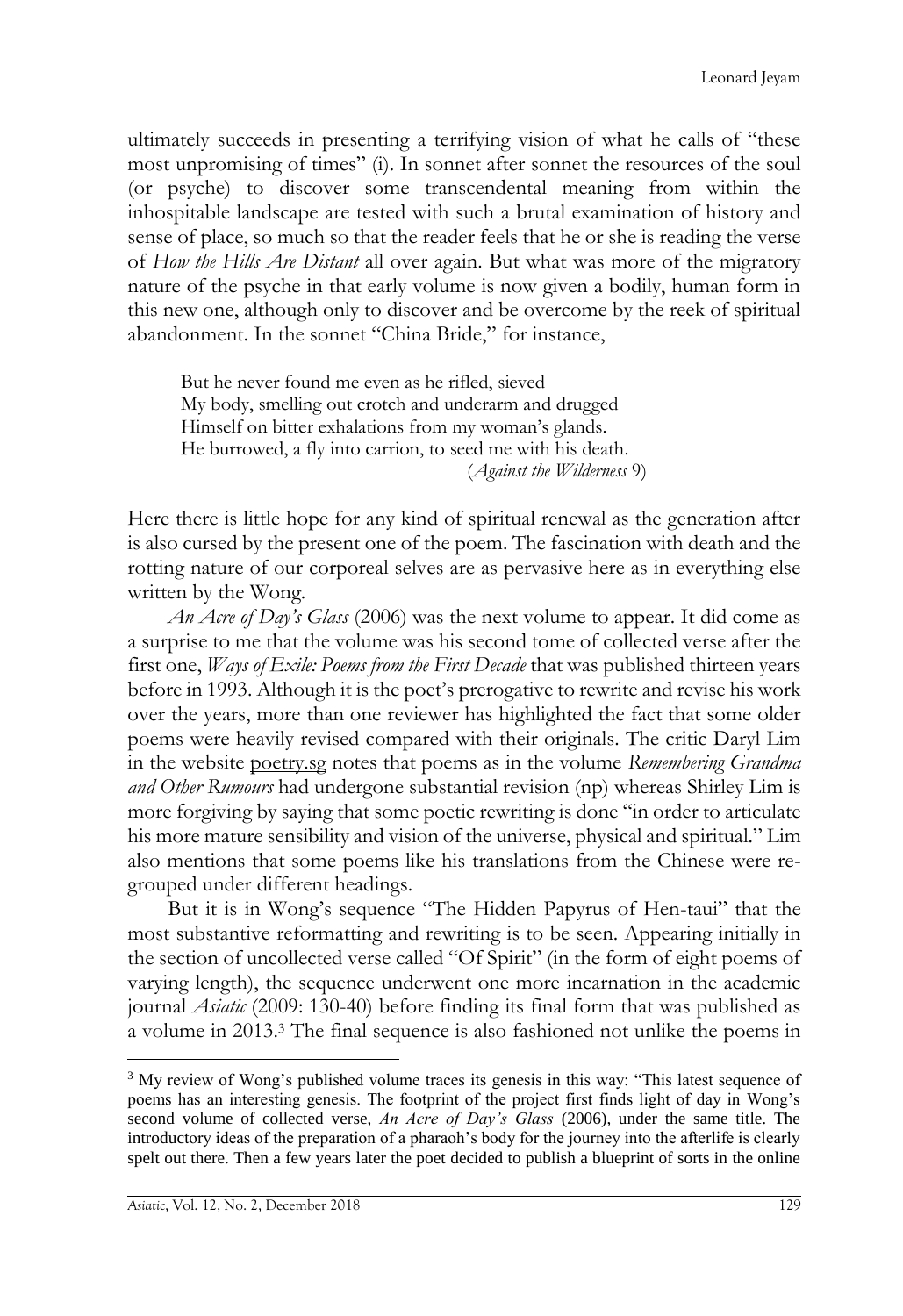ultimately succeeds in presenting a terrifying vision of what he calls of "these most unpromising of times" (i). In sonnet after sonnet the resources of the soul (or psyche) to discover some transcendental meaning from within the inhospitable landscape are tested with such a brutal examination of history and sense of place, so much so that the reader feels that he or she is reading the verse of *How the Hills Are Distant* all over again. But what was more of the migratory nature of the psyche in that early volume is now given a bodily, human form in this new one, although only to discover and be overcome by the reek of spiritual abandonment. In the sonnet "China Bride," for instance,

> But he never found me even as he rifled, sieved
> My body, smelling out crotch and underarm and drugged
> Himself on bitter exhalations from my woman's glands.
> He burrowed, a fly into carrion, to seed me with his death.
> (*Against the Wilderness* 9)

Here there is little hope for any kind of spiritual renewal as the generation after is also cursed by the present one of the poem. The fascination with death and the rotting nature of our corporeal selves are as pervasive here as in everything else written by the Wong.

*An Acre of Day's Glass* (2006) was the next volume to appear. It did come as a surprise to me that the volume was his second tome of collected verse after the first one, *Ways of Exile: Poems from the First Decade* that was published thirteen years before in 1993. Although it is the poet's prerogative to rewrite and revise his work over the years, more than one reviewer has highlighted the fact that some older poems were heavily revised compared with their originals. The critic Daryl Lim in the website poetry.sg notes that poems as in the volume *Remembering Grandma and Other Rumours* had undergone substantial revision (np) whereas Shirley Lim is more forgiving by saying that some poetic rewriting is done "in order to articulate his more mature sensibility and vision of the universe, physical and spiritual." Lim also mentions that some poems like his translations from the Chinese were re-grouped under different headings.

But it is in Wong's sequence "The Hidden Papyrus of Hen-taui" that the most substantive reformatting and rewriting is to be seen. Appearing initially in the section of uncollected verse called "Of Spirit" (in the form of eight poems of varying length), the sequence underwent one more incarnation in the academic journal *Asiatic* (2009: 130-40) before finding its final form that was published as a volume in 2013.[3] The final sequence is also fashioned not unlike the poems in

---

[3] My review of Wong's published volume traces its genesis in this way: "This latest sequence of poems has an interesting genesis. The footprint of the project first finds light of day in Wong's second volume of collected verse, *An Acre of Day's Glass* (2006), under the same title. The introductory ideas of the preparation of a pharaoh's body for the journey into the afterlife is clearly spelt out there. Then a few years later the poet decided to publish a blueprint of sorts in the online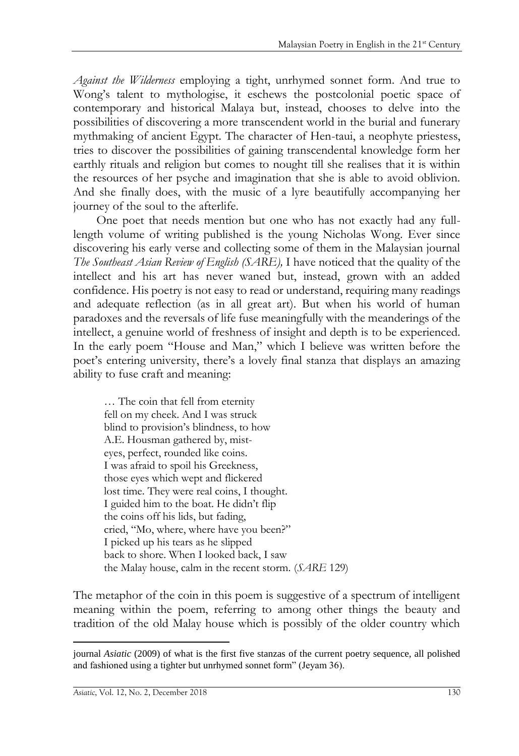*Against the Wilderness* employing a tight, unrhymed sonnet form. And true to Wong's talent to mythologise, it eschews the postcolonial poetic space of contemporary and historical Malaya but, instead, chooses to delve into the possibilities of discovering a more transcendent world in the burial and funerary mythmaking of ancient Egypt. The character of Hen-taui, a neophyte priestess, tries to discover the possibilities of gaining transcendental knowledge form her earthly rituals and religion but comes to nought till she realises that it is within the resources of her psyche and imagination that she is able to avoid oblivion. And she finally does, with the music of a lyre beautifully accompanying her journey of the soul to the afterlife.

One poet that needs mention but one who has not exactly had any full-length volume of writing published is the young Nicholas Wong. Ever since discovering his early verse and collecting some of them in the Malaysian journal *The Southeast Asian Review of English (SARE),* I have noticed that the quality of the intellect and his art has never waned but, instead, grown with an added confidence. His poetry is not easy to read or understand, requiring many readings and adequate reflection (as in all great art). But when his world of human paradoxes and the reversals of life fuse meaningfully with the meanderings of the intellect, a genuine world of freshness of insight and depth is to be experienced. In the early poem "House and Man," which I believe was written before the poet's entering university, there's a lovely final stanza that displays an amazing ability to fuse craft and meaning:

> … The coin that fell from eternity
> fell on my cheek. And I was struck
> blind to provision's blindness, to how
> A.E. Housman gathered by, mist-
> eyes, perfect, rounded like coins.
> I was afraid to spoil his Greekness,
> those eyes which wept and flickered
> lost time. They were real coins, I thought.
> I guided him to the boat. He didn't flip
> the coins off his lids, but fading,
> cried, "Mo, where, where have you been?"
> I picked up his tears as he slipped
> back to shore. When I looked back, I saw
> the Malay house, calm in the recent storm. (*SARE* 129)

The metaphor of the coin in this poem is suggestive of a spectrum of intelligent meaning within the poem, referring to among other things the beauty and tradition of the old Malay house which is possibly of the older country which

---

journal *Asiatic* (2009) of what is the first five stanzas of the current poetry sequence, all polished and fashioned using a tighter but unrhymed sonnet form" (Jeyam 36).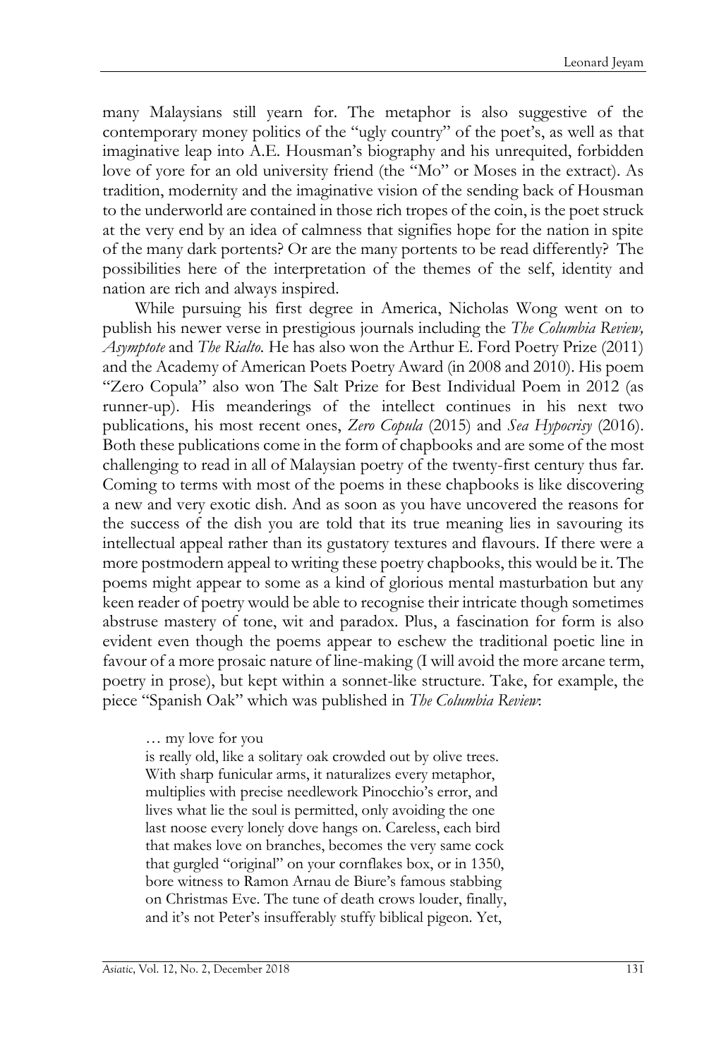many Malaysians still yearn for. The metaphor is also suggestive of the contemporary money politics of the "ugly country" of the poet's, as well as that imaginative leap into A.E. Housman's biography and his unrequited, forbidden love of yore for an old university friend (the "Mo" or Moses in the extract). As tradition, modernity and the imaginative vision of the sending back of Housman to the underworld are contained in those rich tropes of the coin, is the poet struck at the very end by an idea of calmness that signifies hope for the nation in spite of the many dark portents? Or are the many portents to be read differently? The possibilities here of the interpretation of the themes of the self, identity and nation are rich and always inspired.

While pursuing his first degree in America, Nicholas Wong went on to publish his newer verse in prestigious journals including the *The Columbia Review, Asymptote* and *The Rialto.* He has also won the Arthur E. Ford Poetry Prize (2011) and the Academy of American Poets Poetry Award (in 2008 and 2010). His poem "Zero Copula" also won The Salt Prize for Best Individual Poem in 2012 (as runner-up). His meanderings of the intellect continues in his next two publications, his most recent ones, *Zero Copula* (2015) and *Sea Hypocrisy* (2016). Both these publications come in the form of chapbooks and are some of the most challenging to read in all of Malaysian poetry of the twenty-first century thus far. Coming to terms with most of the poems in these chapbooks is like discovering a new and very exotic dish. And as soon as you have uncovered the reasons for the success of the dish you are told that its true meaning lies in savouring its intellectual appeal rather than its gustatory textures and flavours. If there were a more postmodern appeal to writing these poetry chapbooks, this would be it. The poems might appear to some as a kind of glorious mental masturbation but any keen reader of poetry would be able to recognise their intricate though sometimes abstruse mastery of tone, wit and paradox. Plus, a fascination for form is also evident even though the poems appear to eschew the traditional poetic line in favour of a more prosaic nature of line-making (I will avoid the more arcane term, poetry in prose), but kept within a sonnet-like structure. Take, for example, the piece "Spanish Oak" which was published in *The Columbia Review*:

> … my love for you
> is really old, like a solitary oak crowded out by olive trees.
> With sharp funicular arms, it naturalizes every metaphor,
> multiplies with precise needlework Pinocchio's error, and
> lives what lie the soul is permitted, only avoiding the one
> last noose every lonely dove hangs on. Careless, each bird
> that makes love on branches, becomes the very same cock
> that gurgled "original" on your cornflakes box, or in 1350,
> bore witness to Ramon Arnau de Biure's famous stabbing
> on Christmas Eve. The tune of death crows louder, finally,
> and it's not Peter's insufferably stuffy biblical pigeon. Yet,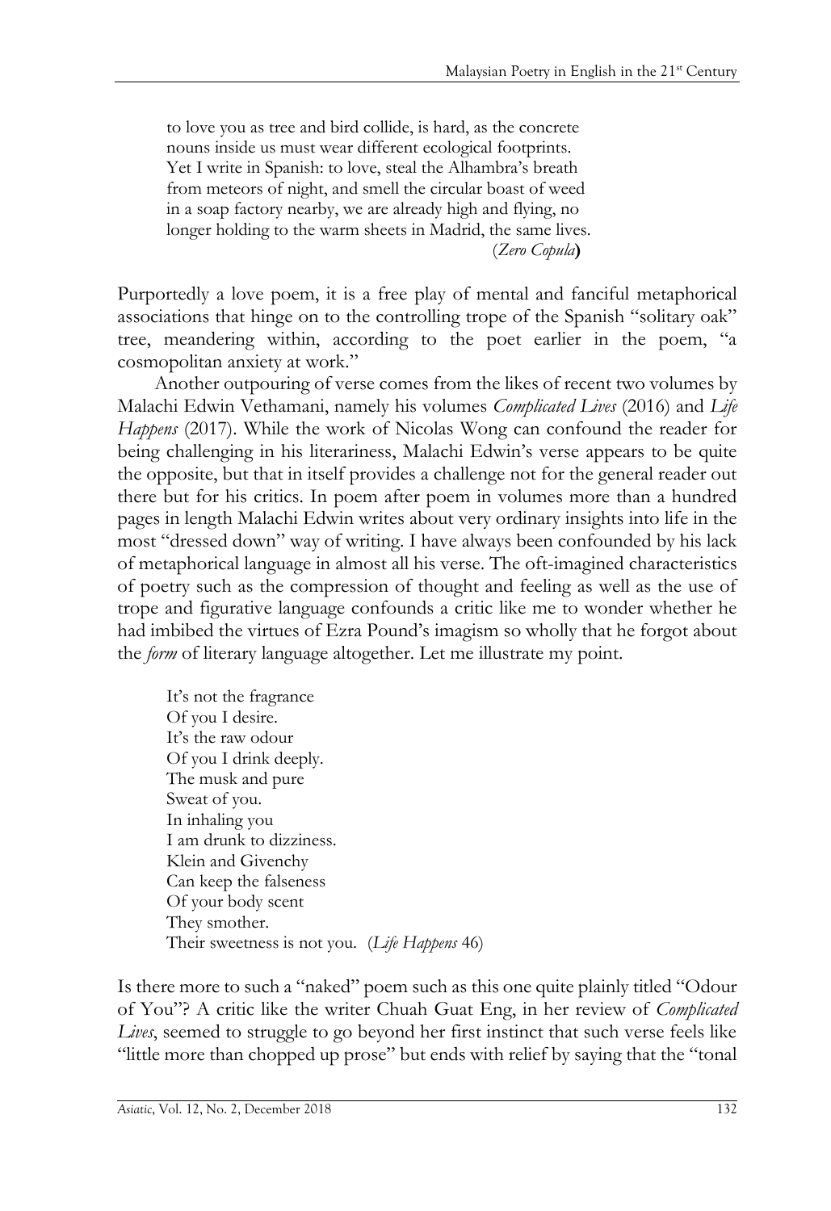> to love you as tree and bird collide, is hard, as the concrete
> nouns inside us must wear different ecological footprints.
> Yet I write in Spanish: to love, steal the Alhambra's breath
> from meteors of night, and smell the circular boast of weed
> in a soap factory nearby, we are already high and flying, no
> longer holding to the warm sheets in Madrid, the same lives.
> (*Zero Copula*)

Purportedly a love poem, it is a free play of mental and fanciful metaphorical associations that hinge on to the controlling trope of the Spanish "solitary oak" tree, meandering within, according to the poet earlier in the poem, "a cosmopolitan anxiety at work."

Another outpouring of verse comes from the likes of recent two volumes by Malachi Edwin Vethamani, namely his volumes *Complicated Lives* (2016) and *Life Happens* (2017). While the work of Nicolas Wong can confound the reader for being challenging in his literariness, Malachi Edwin's verse appears to be quite the opposite, but that in itself provides a challenge not for the general reader out there but for his critics. In poem after poem in volumes more than a hundred pages in length Malachi Edwin writes about very ordinary insights into life in the most "dressed down" way of writing. I have always been confounded by his lack of metaphorical language in almost all his verse. The oft-imagined characteristics of poetry such as the compression of thought and feeling as well as the use of trope and figurative language confounds a critic like me to wonder whether he had imbibed the virtues of Ezra Pound's imagism so wholly that he forgot about the *form* of literary language altogether. Let me illustrate my point.

> It's not the fragrance
> Of you I desire.
> It's the raw odour
> Of you I drink deeply.
> The musk and pure
> Sweat of you.
> In inhaling you
> I am drunk to dizziness.
> Klein and Givenchy
> Can keep the falseness
> Of your body scent
> They smother.
> Their sweetness is not you. (*Life Happens* 46)

Is there more to such a "naked" poem such as this one quite plainly titled "Odour of You"? A critic like the writer Chuah Guat Eng, in her review of *Complicated Lives*, seemed to struggle to go beyond her first instinct that such verse feels like "little more than chopped up prose" but ends with relief by saying that the "tonal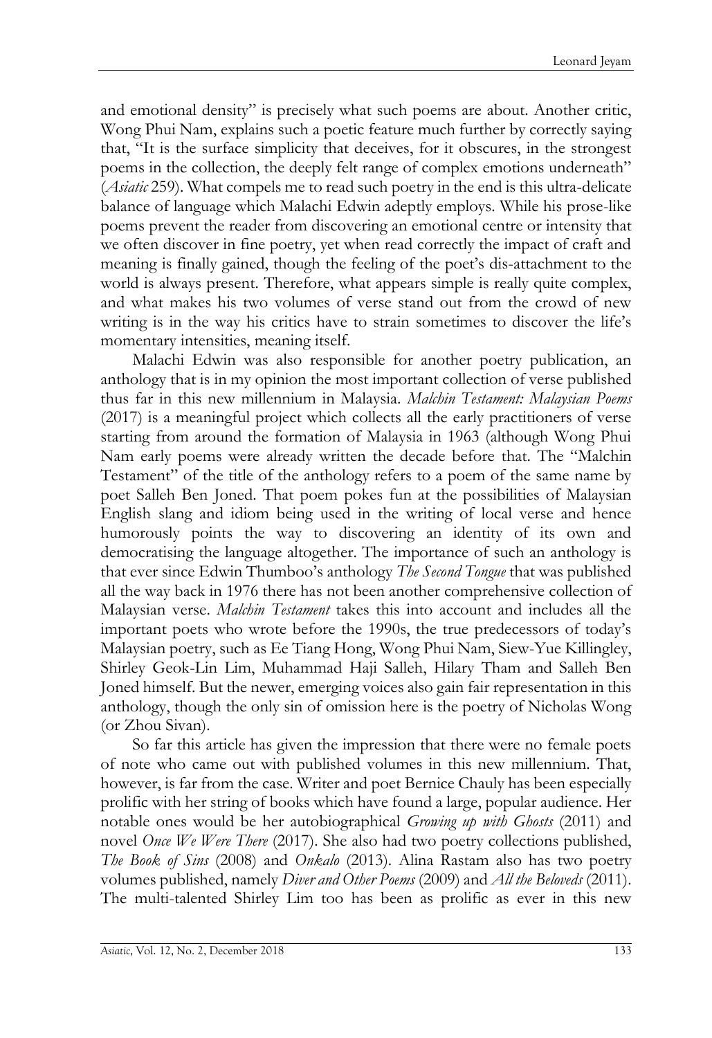and emotional density" is precisely what such poems are about. Another critic, Wong Phui Nam, explains such a poetic feature much further by correctly saying that, "It is the surface simplicity that deceives, for it obscures, in the strongest poems in the collection, the deeply felt range of complex emotions underneath" (*Asiatic* 259). What compels me to read such poetry in the end is this ultra-delicate balance of language which Malachi Edwin adeptly employs. While his prose-like poems prevent the reader from discovering an emotional centre or intensity that we often discover in fine poetry, yet when read correctly the impact of craft and meaning is finally gained, though the feeling of the poet's dis-attachment to the world is always present. Therefore, what appears simple is really quite complex, and what makes his two volumes of verse stand out from the crowd of new writing is in the way his critics have to strain sometimes to discover the life's momentary intensities, meaning itself.

Malachi Edwin was also responsible for another poetry publication, an anthology that is in my opinion the most important collection of verse published thus far in this new millennium in Malaysia. *Malchin Testament: Malaysian Poems* (2017) is a meaningful project which collects all the early practitioners of verse starting from around the formation of Malaysia in 1963 (although Wong Phui Nam early poems were already written the decade before that. The "Malchin Testament" of the title of the anthology refers to a poem of the same name by poet Salleh Ben Joned. That poem pokes fun at the possibilities of Malaysian English slang and idiom being used in the writing of local verse and hence humorously points the way to discovering an identity of its own and democratising the language altogether. The importance of such an anthology is that ever since Edwin Thumboo's anthology *The Second Tongue* that was published all the way back in 1976 there has not been another comprehensive collection of Malaysian verse. *Malchin Testament* takes this into account and includes all the important poets who wrote before the 1990s, the true predecessors of today's Malaysian poetry, such as Ee Tiang Hong, Wong Phui Nam, Siew-Yue Killingley, Shirley Geok-Lin Lim, Muhammad Haji Salleh, Hilary Tham and Salleh Ben Joned himself. But the newer, emerging voices also gain fair representation in this anthology, though the only sin of omission here is the poetry of Nicholas Wong (or Zhou Sivan).

So far this article has given the impression that there were no female poets of note who came out with published volumes in this new millennium. That, however, is far from the case. Writer and poet Bernice Chauly has been especially prolific with her string of books which have found a large, popular audience. Her notable ones would be her autobiographical *Growing up with Ghosts* (2011) and novel *Once We Were There* (2017). She also had two poetry collections published, *The Book of Sins* (2008) and *Onkalo* (2013). Alina Rastam also has two poetry volumes published, namely *Diver and Other Poems* (2009) and *All the Beloveds* (2011). The multi-talented Shirley Lim too has been as prolific as ever in this new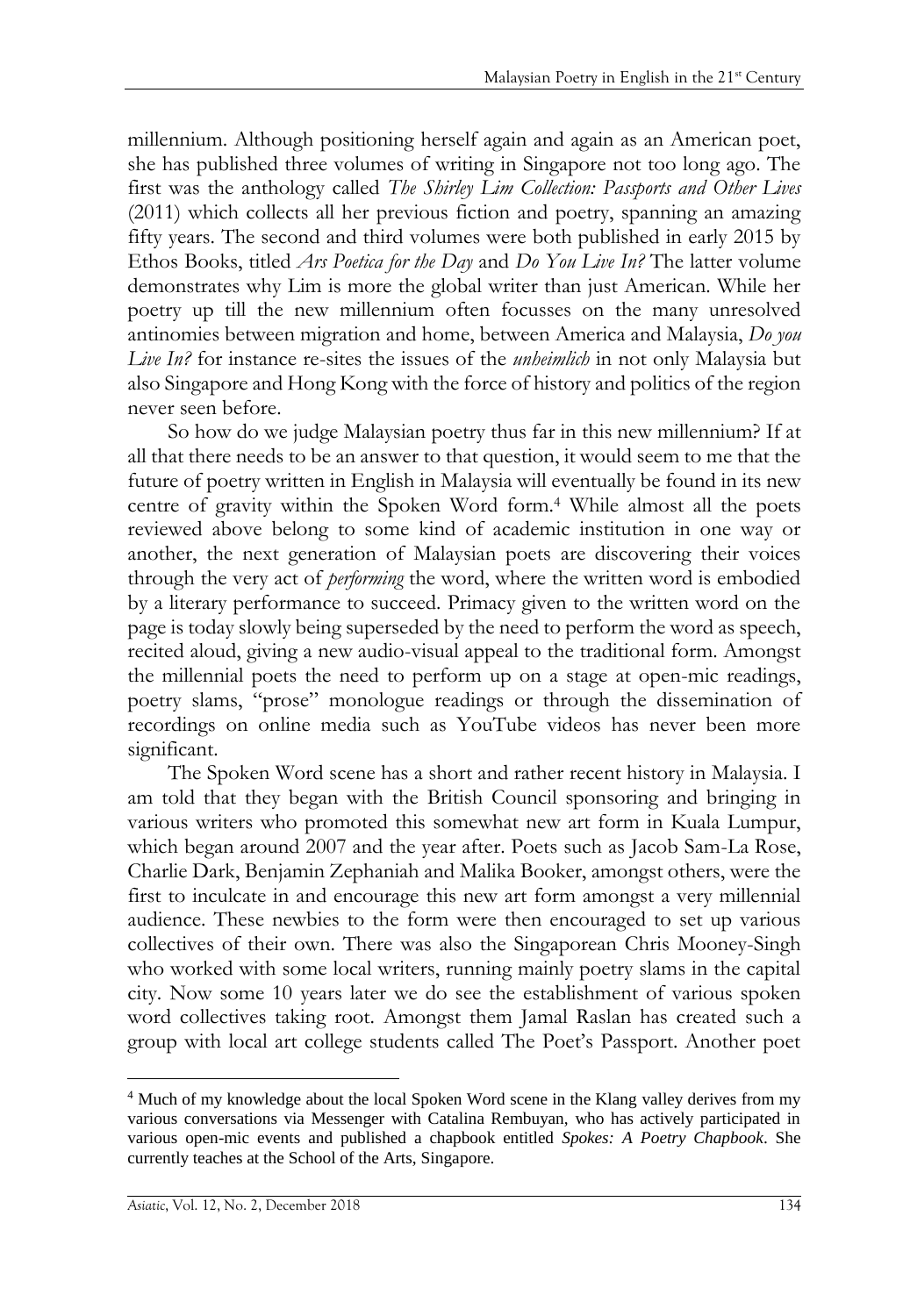millennium. Although positioning herself again and again as an American poet, she has published three volumes of writing in Singapore not too long ago. The first was the anthology called *The Shirley Lim Collection: Passports and Other Lives* (2011) which collects all her previous fiction and poetry, spanning an amazing fifty years. The second and third volumes were both published in early 2015 by Ethos Books, titled *Ars Poetica for the Day* and *Do You Live In?* The latter volume demonstrates why Lim is more the global writer than just American. While her poetry up till the new millennium often focusses on the many unresolved antinomies between migration and home, between America and Malaysia, *Do you Live In?* for instance re-sites the issues of the *unheimlich* in not only Malaysia but also Singapore and Hong Kong with the force of history and politics of the region never seen before.

So how do we judge Malaysian poetry thus far in this new millennium? If at all that there needs to be an answer to that question, it would seem to me that the future of poetry written in English in Malaysia will eventually be found in its new centre of gravity within the Spoken Word form.[4] While almost all the poets reviewed above belong to some kind of academic institution in one way or another, the next generation of Malaysian poets are discovering their voices through the very act of *performing* the word, where the written word is embodied by a literary performance to succeed. Primacy given to the written word on the page is today slowly being superseded by the need to perform the word as speech, recited aloud, giving a new audio-visual appeal to the traditional form. Amongst the millennial poets the need to perform up on a stage at open-mic readings, poetry slams, "prose" monologue readings or through the dissemination of recordings on online media such as YouTube videos has never been more significant.

The Spoken Word scene has a short and rather recent history in Malaysia. I am told that they began with the British Council sponsoring and bringing in various writers who promoted this somewhat new art form in Kuala Lumpur, which began around 2007 and the year after. Poets such as Jacob Sam-La Rose, Charlie Dark, Benjamin Zephaniah and Malika Booker, amongst others, were the first to inculcate in and encourage this new art form amongst a very millennial audience. These newbies to the form were then encouraged to set up various collectives of their own. There was also the Singaporean Chris Mooney-Singh who worked with some local writers, running mainly poetry slams in the capital city. Now some 10 years later we do see the establishment of various spoken word collectives taking root. Amongst them Jamal Raslan has created such a group with local art college students called The Poet's Passport. Another poet

---

[4] Much of my knowledge about the local Spoken Word scene in the Klang valley derives from my various conversations via Messenger with Catalina Rembuyan, who has actively participated in various open-mic events and published a chapbook entitled *Spokes: A Poetry Chapbook*. She currently teaches at the School of the Arts, Singapore.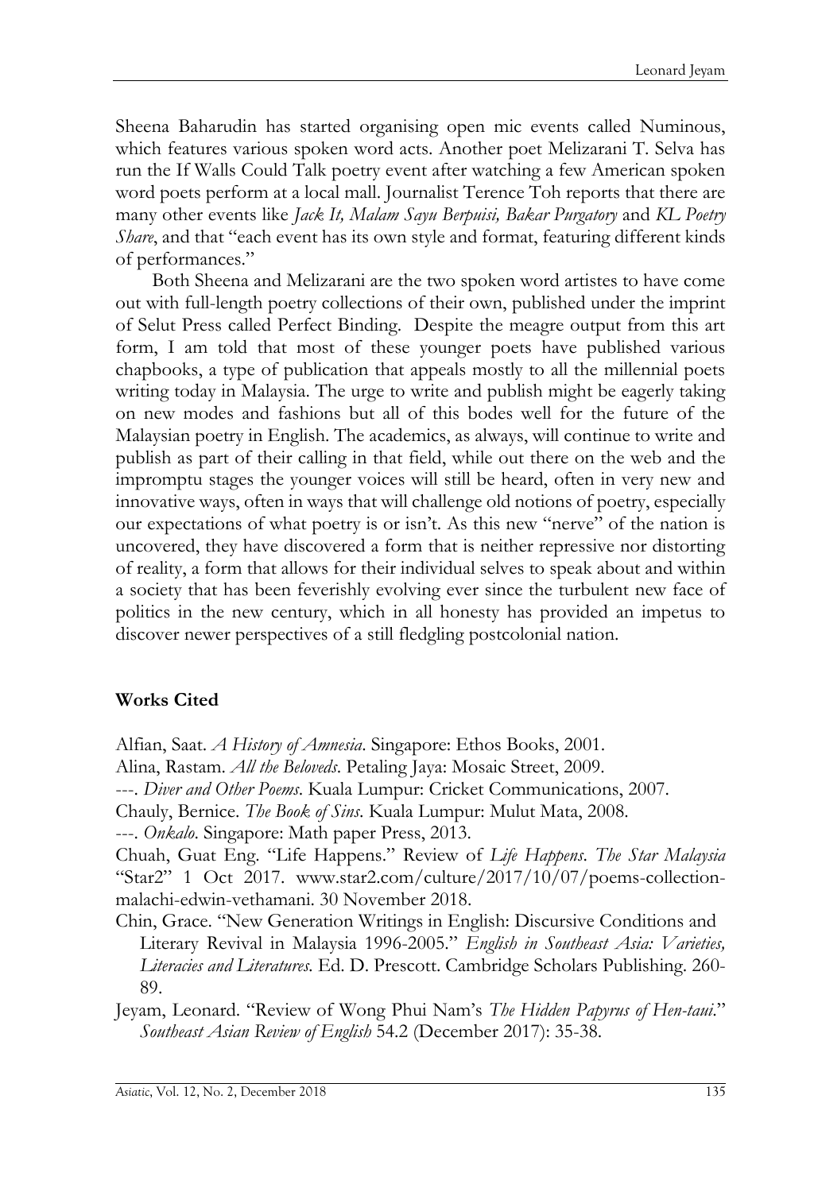Sheena Baharudin has started organising open mic events called Numinous, which features various spoken word acts. Another poet Melizarani T. Selva has run the If Walls Could Talk poetry event after watching a few American spoken word poets perform at a local mall. Journalist Terence Toh reports that there are many other events like *Jack It, Malam Sayu Berpuisi, Bakar Purgatory* and *KL Poetry Share*, and that "each event has its own style and format, featuring different kinds of performances."

Both Sheena and Melizarani are the two spoken word artistes to have come out with full-length poetry collections of their own, published under the imprint of Selut Press called Perfect Binding. Despite the meagre output from this art form, I am told that most of these younger poets have published various chapbooks, a type of publication that appeals mostly to all the millennial poets writing today in Malaysia. The urge to write and publish might be eagerly taking on new modes and fashions but all of this bodes well for the future of the Malaysian poetry in English. The academics, as always, will continue to write and publish as part of their calling in that field, while out there on the web and the impromptu stages the younger voices will still be heard, often in very new and innovative ways, often in ways that will challenge old notions of poetry, especially our expectations of what poetry is or isn't. As this new "nerve" of the nation is uncovered, they have discovered a form that is neither repressive nor distorting of reality, a form that allows for their individual selves to speak about and within a society that has been feverishly evolving ever since the turbulent new face of politics in the new century, which in all honesty has provided an impetus to discover newer perspectives of a still fledgling postcolonial nation.

## Works Cited

Alfian, Saat. *A History of Amnesia*. Singapore: Ethos Books, 2001.

Alina, Rastam. *All the Beloveds*. Petaling Jaya: Mosaic Street, 2009.

---. *Diver and Other Poems*. Kuala Lumpur: Cricket Communications, 2007.

Chauly, Bernice. *The Book of Sins*. Kuala Lumpur: Mulut Mata, 2008.

---. *Onkalo*. Singapore: Math paper Press, 2013.

Chuah, Guat Eng. "Life Happens." Review of *Life Happens*. *The Star Malaysia* "Star2" 1 Oct 2017. www.star2.com/culture/2017/10/07/poems-collection-malachi-edwin-vethamani. 30 November 2018.

Chin, Grace. "New Generation Writings in English: Discursive Conditions and Literary Revival in Malaysia 1996-2005." *English in Southeast Asia: Varieties, Literacies and Literatures*. Ed. D. Prescott. Cambridge Scholars Publishing. 260-89.

Jeyam, Leonard. "Review of Wong Phui Nam's *The Hidden Papyrus of Hen-taui*." *Southeast Asian Review of English* 54.2 (December 2017): 35-38.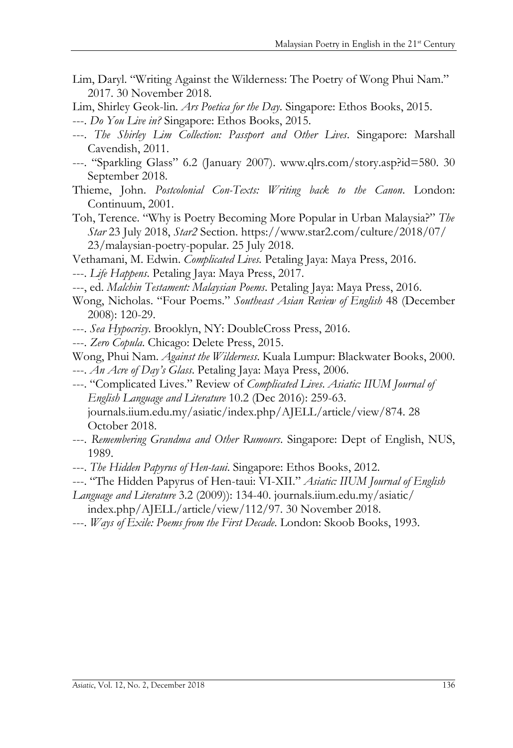Lim, Daryl. "Writing Against the Wilderness: The Poetry of Wong Phui Nam." 2017. 30 November 2018.

Lim, Shirley Geok-lin. *Ars Poetica for the Day*. Singapore: Ethos Books, 2015.

---. *Do You Live in?* Singapore: Ethos Books, 2015.

---. *The Shirley Lim Collection: Passport and Other Lives*. Singapore: Marshall Cavendish, 2011.

---. "Sparkling Glass" 6.2 (January 2007). www.qlrs.com/story.asp?id=580. 30 September 2018.

Thieme, John. *Postcolonial Con-Texts: Writing back to the Canon*. London: Continuum, 2001.

Toh, Terence. "Why is Poetry Becoming More Popular in Urban Malaysia?" *The Star* 23 July 2018, *Star2* Section. https://www.star2.com/culture/2018/07/23/malaysian-poetry-popular. 25 July 2018.

Vethamani, M. Edwin. *Complicated Lives.* Petaling Jaya: Maya Press, 2016.

---. *Life Happens*. Petaling Jaya: Maya Press, 2017.

---, ed. *Malchin Testament: Malaysian Poems*. Petaling Jaya: Maya Press, 2016.

Wong, Nicholas. "Four Poems." *Southeast Asian Review of English* 48 (December 2008): 120-29.

---. *Sea Hypocrisy*. Brooklyn, NY: DoubleCross Press, 2016.

---. *Zero Copula*. Chicago: Delete Press, 2015.

Wong, Phui Nam. *Against the Wilderness*. Kuala Lumpur: Blackwater Books, 2000.

---. *An Acre of Day's Glass*. Petaling Jaya: Maya Press, 2006.

---. "Complicated Lives." Review of *Complicated Lives*. *Asiatic: IIUM Journal of English Language and Literature* 10.2 (Dec 2016): 259-63. journals.iium.edu.my/asiatic/index.php/AJELL/article/view/874. 28 October 2018.

---. *Remembering Grandma and Other Rumours*. Singapore: Dept of English, NUS, 1989.

---. *The Hidden Papyrus of Hen-taui*. Singapore: Ethos Books, 2012.

---. "The Hidden Papyrus of Hen-taui: VI-XII." *Asiatic: IIUM Journal of English Language and Literature* 3.2 (2009)): 134-40. journals.iium.edu.my/asiatic/index.php/AJELL/article/view/112/97. 30 November 2018.

---. *Ways of Exile: Poems from the First Decade*. London: Skoob Books, 1993.